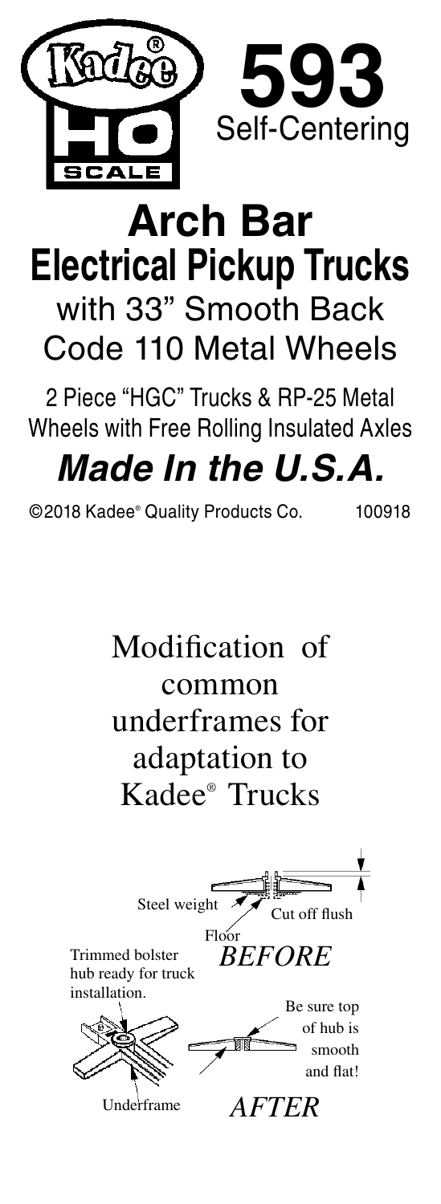Kadee® HO SCALE

# 593
Self-Centering

# Arch Bar Electrical Pickup Trucks

## with 33" Smooth Back Code 110 Metal Wheels

2 Piece "HGC" Trucks & RP-25 Metal Wheels with Free Rolling Insulated Axles

***Made In the U.S.A.***

©2018 Kadee® Quality Products Co. 100918

## Modification of common underframes for adaptation to Kadee® Trucks

Steel weight

Cut off flush

Floor

*BEFORE*

Trimmed bolster hub ready for truck installation.

Be sure top of hub is smooth and flat!

Underframe

*AFTER*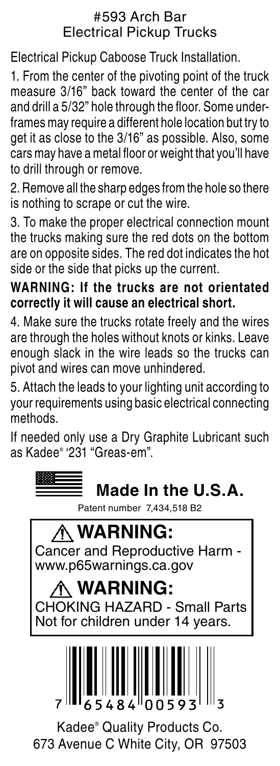# #593 Arch Bar Electrical Pickup Trucks

Electrical Pickup Caboose Truck Installation.

1. From the center of the pivoting point of the truck measure 3/16" back toward the center of the car and drill a 5/32" hole through the floor. Some underframes may require a different hole location but try to get it as close to the 3/16" as possible. Also, some cars may have a metal floor or weight that you'll have to drill through or remove.

2. Remove all the sharp edges from the hole so there is nothing to scrape or cut the wire.

3. To make the proper electrical connection mount the trucks making sure the red dots on the bottom are on opposite sides. The red dot indicates the hot side or the side that picks up the current.

**WARNING: If the trucks are not orientated correctly it will cause an electrical short.**

4. Make sure the trucks rotate freely and the wires are through the holes without knots or kinks. Leave enough slack in the wire leads so the trucks can pivot and wires can move unhindered.

5. Attach the leads to your lighting unit according to your requirements using basic electrical connecting methods.

If needed only use a Dry Graphite Lubricant such as Kadee® #231 "Greas-em".

**Made In the U.S.A.**

Patent number 7,434,518 B2

**⚠ WARNING:**
Cancer and Reproductive Harm - www.p65warnings.ca.gov

**⚠ WARNING:**
CHOKING HAZARD - Small Parts
Not for children under 14 years.

7 65484 00593 3

Kadee® Quality Products Co.
673 Avenue C White City, OR 97503